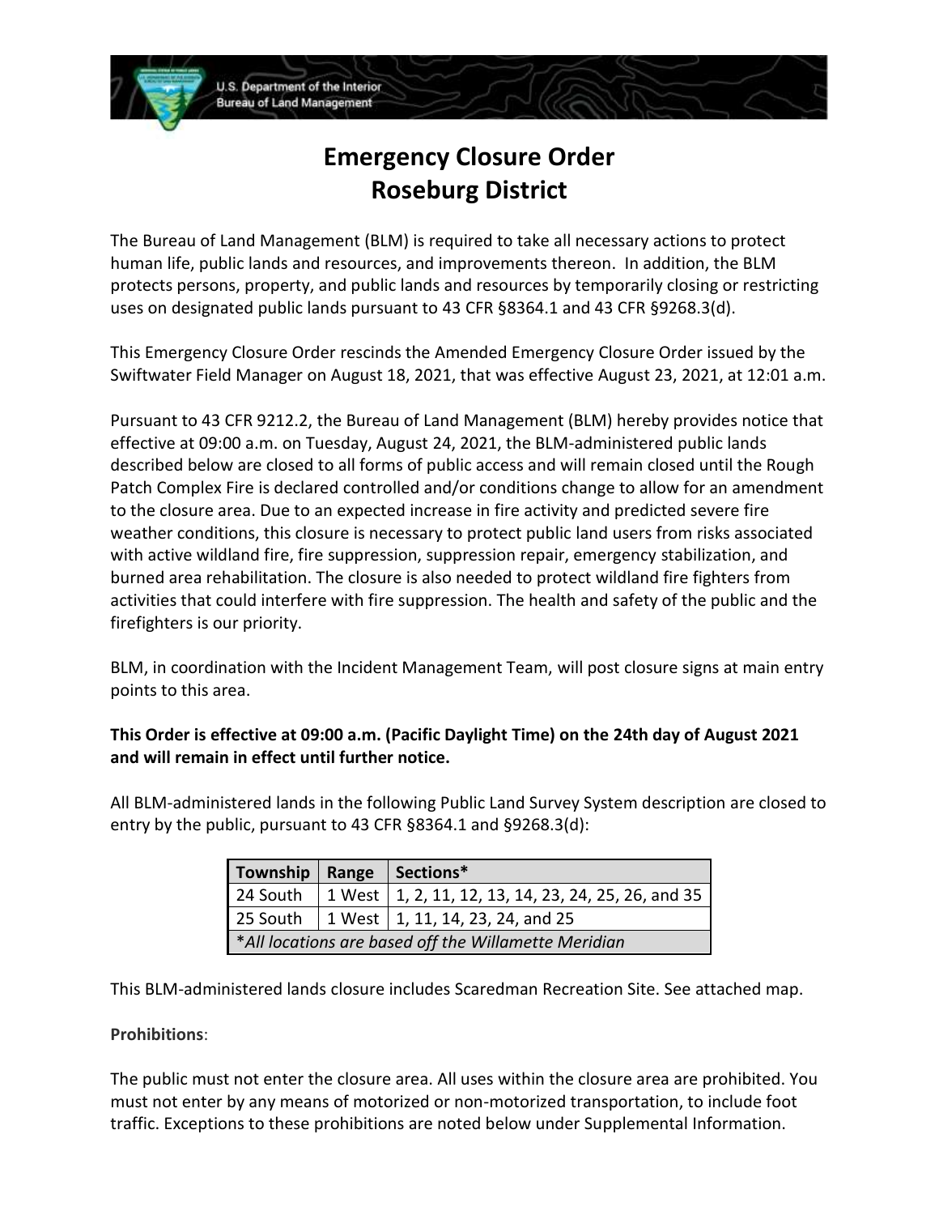# Emergency Closure Order
# Roseburg District

The Bureau of Land Management (BLM) is required to take all necessary actions to protect human life, public lands and resources, and improvements thereon. In addition, the BLM protects persons, property, and public lands and resources by temporarily closing or restricting uses on designated public lands pursuant to 43 CFR §8364.1 and 43 CFR §9268.3(d).

This Emergency Closure Order rescinds the Amended Emergency Closure Order issued by the Swiftwater Field Manager on August 18, 2021, that was effective August 23, 2021, at 12:01 a.m.

Pursuant to 43 CFR 9212.2, the Bureau of Land Management (BLM) hereby provides notice that effective at 09:00 a.m. on Tuesday, August 24, 2021, the BLM-administered public lands described below are closed to all forms of public access and will remain closed until the Rough Patch Complex Fire is declared controlled and/or conditions change to allow for an amendment to the closure area. Due to an expected increase in fire activity and predicted severe fire weather conditions, this closure is necessary to protect public land users from risks associated with active wildland fire, fire suppression, suppression repair, emergency stabilization, and burned area rehabilitation. The closure is also needed to protect wildland fire fighters from activities that could interfere with fire suppression. The health and safety of the public and the firefighters is our priority.

BLM, in coordination with the Incident Management Team, will post closure signs at main entry points to this area.

**This Order is effective at 09:00 a.m. (Pacific Daylight Time) on the 24th day of August 2021 and will remain in effect until further notice.**

All BLM-administered lands in the following Public Land Survey System description are closed to entry by the public, pursuant to 43 CFR §8364.1 and §9268.3(d):

| Township | Range | Sections* |
|---|---|---|
| 24 South | 1 West | 1, 2, 11, 12, 13, 14, 23, 24, 25, 26, and 35 |
| 25 South | 1 West | 1, 11, 14, 23, 24, and 25 |
| **All locations are based off the Willamette Meridian* | | |

This BLM-administered lands closure includes Scaredman Recreation Site. See attached map.

**Prohibitions**:

The public must not enter the closure area. All uses within the closure area are prohibited. You must not enter by any means of motorized or non-motorized transportation, to include foot traffic. Exceptions to these prohibitions are noted below under Supplemental Information.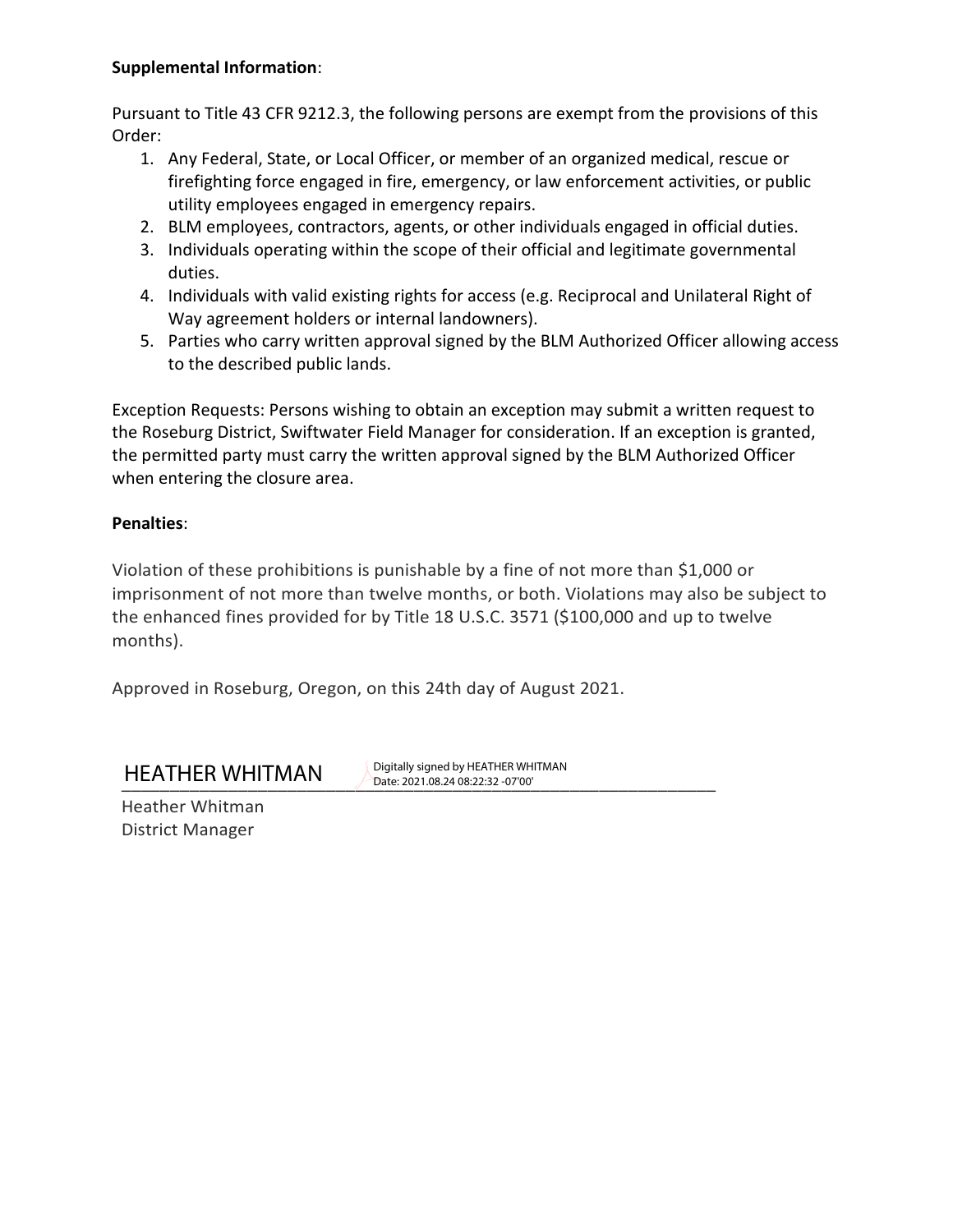**Supplemental Information**:

Pursuant to Title 43 CFR 9212.3, the following persons are exempt from the provisions of this Order:

1. Any Federal, State, or Local Officer, or member of an organized medical, rescue or firefighting force engaged in fire, emergency, or law enforcement activities, or public utility employees engaged in emergency repairs.
2. BLM employees, contractors, agents, or other individuals engaged in official duties.
3. Individuals operating within the scope of their official and legitimate governmental duties.
4. Individuals with valid existing rights for access (e.g. Reciprocal and Unilateral Right of Way agreement holders or internal landowners).
5. Parties who carry written approval signed by the BLM Authorized Officer allowing access to the described public lands.

Exception Requests: Persons wishing to obtain an exception may submit a written request to the Roseburg District, Swiftwater Field Manager for consideration. If an exception is granted, the permitted party must carry the written approval signed by the BLM Authorized Officer when entering the closure area.

**Penalties**:

Violation of these prohibitions is punishable by a fine of not more than $1,000 or imprisonment of not more than twelve months, or both. Violations may also be subject to the enhanced fines provided for by Title 18 U.S.C. 3571 ($100,000 and up to twelve months).

Approved in Roseburg, Oregon, on this 24th day of August 2021.

HEATHER WHITMAN — Digitally signed by HEATHER WHITMAN Date: 2021.08.24 08:22:32 -07'00'

Heather Whitman
District Manager